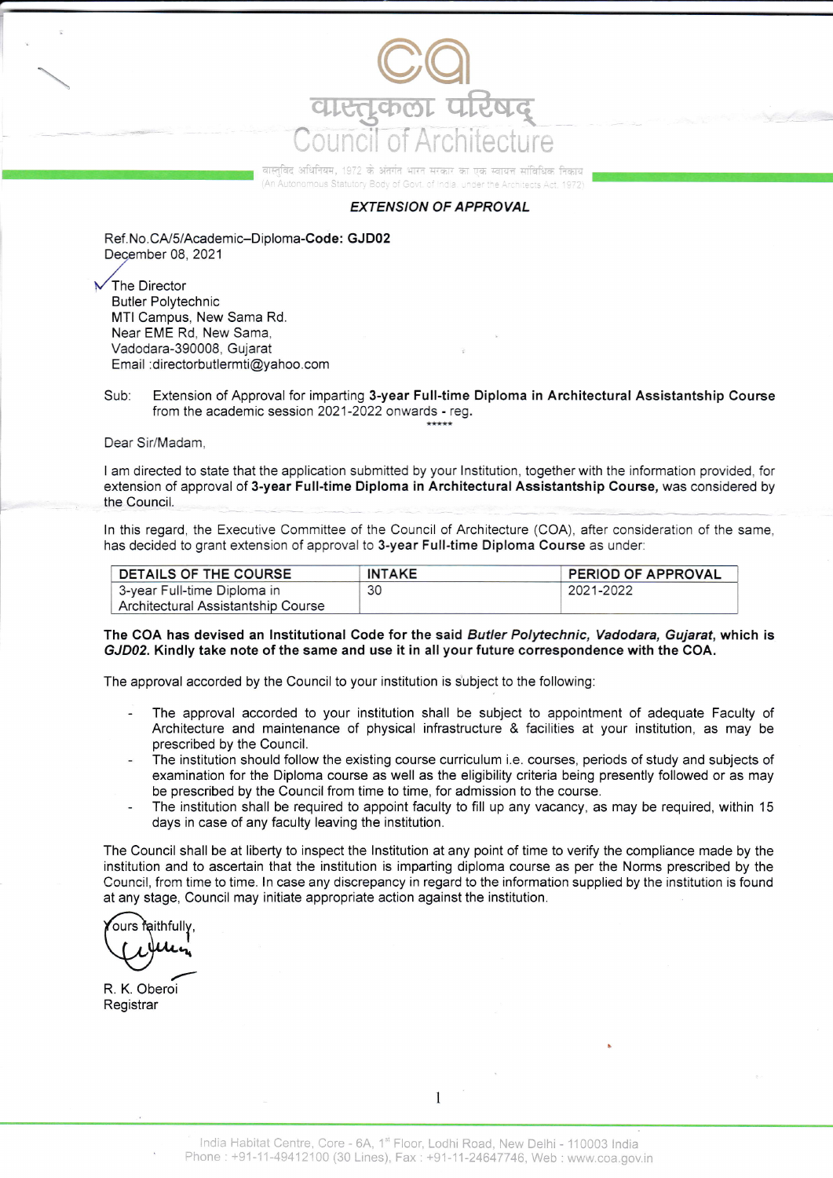वास्तुकला परिषद्
Council of Architecture

वास्तुविद अधिनियम, 1972 के अंतर्गत भारत सरकार का एक स्वायत्त सांविधिक निकाय
(An Autonomous Statutory Body of Govt. of India, under the Architects Act, 1972)

### *EXTENSION OF APPROVAL*

Ref.No.CA/5/Academic–Diploma-**Code: GJD02**
December 08, 2021

The Director
Butler Polytechnic
MTI Campus, New Sama Rd.
Near EME Rd, New Sama,
Vadodara-390008, Gujarat
Email :directorbutlermti@yahoo.com

Sub: Extension of Approval for imparting **3-year Full-time Diploma in Architectural Assistantship Course** from the academic session 2021-2022 onwards - reg.

*****

Dear Sir/Madam,

I am directed to state that the application submitted by your Institution, together with the information provided, for extension of approval of **3-year Full-time Diploma in Architectural Assistantship Course,** was considered by the Council.

In this regard, the Executive Committee of the Council of Architecture (COA), after consideration of the same, has decided to grant extension of approval to **3-year Full-time Diploma Course** as under:

| DETAILS OF THE COURSE | INTAKE | PERIOD OF APPROVAL |
|---|---|---|
| 3-year Full-time Diploma in Architectural Assistantship Course | 30 | 2021-2022 |

**The COA has devised an Institutional Code for the said *Butler Polytechnic, Vadodara, Gujarat*, which is *GJD02*. Kindly take note of the same and use it in all your future correspondence with the COA.**

The approval accorded by the Council to your institution is subject to the following:

- The approval accorded to your institution shall be subject to appointment of adequate Faculty of Architecture and maintenance of physical infrastructure & facilities at your institution, as may be prescribed by the Council.
- The institution should follow the existing course curriculum i.e. courses, periods of study and subjects of examination for the Diploma course as well as the eligibility criteria being presently followed or as may be prescribed by the Council from time to time, for admission to the course.
- The institution shall be required to appoint faculty to fill up any vacancy, as may be required, within 15 days in case of any faculty leaving the institution.

The Council shall be at liberty to inspect the Institution at any point of time to verify the compliance made by the institution and to ascertain that the institution is imparting diploma course as per the Norms prescribed by the Council, from time to time. In case any discrepancy in regard to the information supplied by the institution is found at any stage, Council may initiate appropriate action against the institution.

Yours faithfully,

R. K. Oberoi
Registrar

India Habitat Centre, Core - 6A, 1st Floor, Lodhi Road, New Delhi - 110003 India
Phone : +91-11-49412100 (30 Lines), Fax : +91-11-24647746, Web : www.coa.gov.in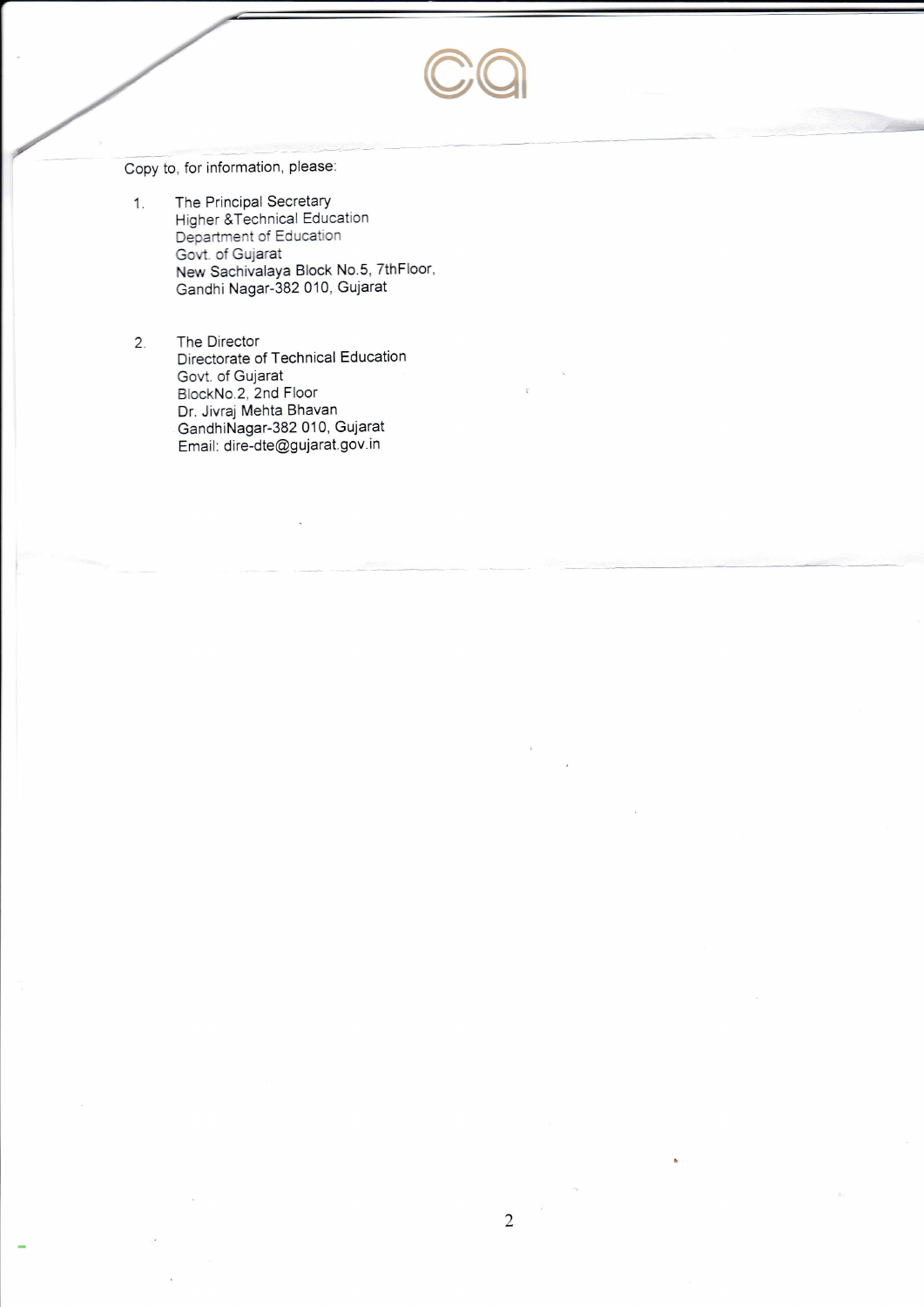Copy to, for information, please:

1. The Principal Secretary
   Higher &Technical Education
   Department of Education
   Govt. of Gujarat
   New Sachivalaya Block No.5, 7thFloor,
   Gandhi Nagar-382 010, Gujarat

2. The Director
   Directorate of Technical Education
   Govt. of Gujarat
   BlockNo.2, 2nd Floor
   Dr. Jivraj Mehta Bhavan
   GandhiNagar-382 010, Gujarat
   Email: dire-dte@gujarat.gov.in